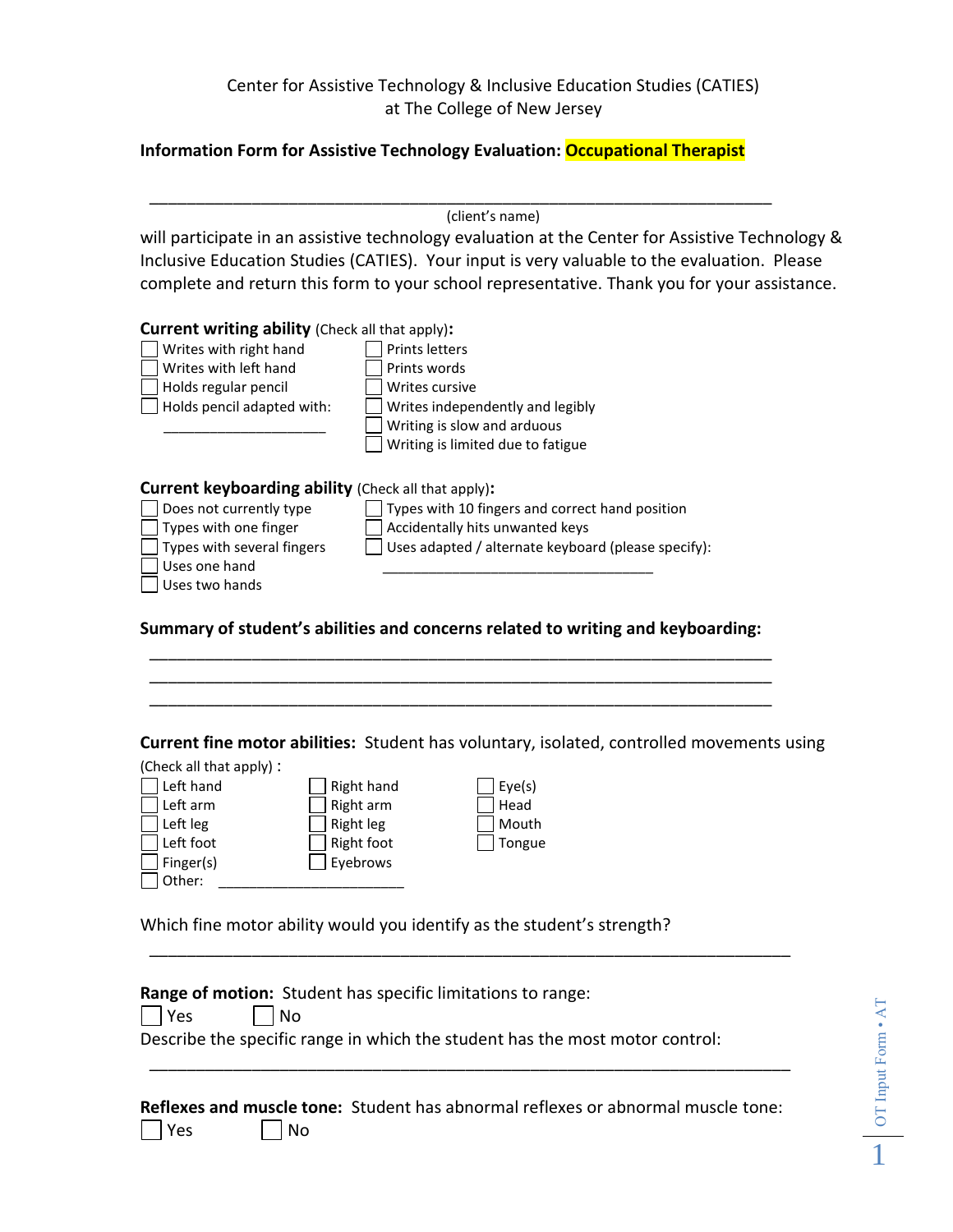Center for Assistive Technology & Inclusive Education Studies (CATIES)
at The College of New Jersey

**Information Form for Assistive Technology Evaluation: Occupational Therapist**

\_\_\_\_\_\_\_\_\_\_\_\_\_\_\_\_\_\_\_\_\_\_\_\_\_\_\_\_\_\_\_\_\_\_\_\_\_\_\_\_\_\_\_\_\_\_\_\_\_\_\_\_\_\_\_\_\_\_\_\_\_\_\_\_\_\_\_\_
(client's name)

will participate in an assistive technology evaluation at the Center for Assistive Technology & Inclusive Education Studies (CATIES). Your input is very valuable to the evaluation. Please complete and return this form to your school representative. Thank you for your assistance.

**Current writing ability** (Check all that apply)**:**

- ☐ Writes with right hand
- ☐ Writes with left hand
- ☐ Holds regular pencil
- ☐ Holds pencil adapted with: \_\_\_\_\_\_\_\_\_\_\_\_\_\_\_\_\_\_\_\_
- ☐ Prints letters
- ☐ Prints words
- ☐ Writes cursive
- ☐ Writes independently and legibly
- ☐ Writing is slow and arduous
- ☐ Writing is limited due to fatigue

**Current keyboarding ability** (Check all that apply)**:**

- ☐ Does not currently type
- ☐ Types with one finger
- ☐ Types with several fingers
- ☐ Uses one hand
- ☐ Uses two hands
- ☐ Types with 10 fingers and correct hand position
- ☐ Accidentally hits unwanted keys
- ☐ Uses adapted / alternate keyboard (please specify): \_\_\_\_\_\_\_\_\_\_\_\_\_\_\_\_\_\_\_\_\_\_\_\_\_\_\_\_\_\_\_\_\_\_

**Summary of student's abilities and concerns related to writing and keyboarding:**

\_\_\_\_\_\_\_\_\_\_\_\_\_\_\_\_\_\_\_\_\_\_\_\_\_\_\_\_\_\_\_\_\_\_\_\_\_\_\_\_\_\_\_\_\_\_\_\_\_\_\_\_\_\_\_\_\_\_\_\_\_\_\_\_\_\_\_\_
\_\_\_\_\_\_\_\_\_\_\_\_\_\_\_\_\_\_\_\_\_\_\_\_\_\_\_\_\_\_\_\_\_\_\_\_\_\_\_\_\_\_\_\_\_\_\_\_\_\_\_\_\_\_\_\_\_\_\_\_\_\_\_\_\_\_\_\_
\_\_\_\_\_\_\_\_\_\_\_\_\_\_\_\_\_\_\_\_\_\_\_\_\_\_\_\_\_\_\_\_\_\_\_\_\_\_\_\_\_\_\_\_\_\_\_\_\_\_\_\_\_\_\_\_\_\_\_\_\_\_\_\_\_\_\_\_

**Current fine motor abilities:** Student has voluntary, isolated, controlled movements using (Check all that apply) **:**

- ☐ Left hand
- ☐ Left arm
- ☐ Left leg
- ☐ Left foot
- ☐ Finger(s)
- ☐ Other: \_\_\_\_\_\_\_\_\_\_\_\_\_\_\_\_\_\_\_\_\_\_
- ☐ Right hand
- ☐ Right arm
- ☐ Right leg
- ☐ Right foot
- ☐ Eyebrows
- ☐ Eye(s)
- ☐ Head
- ☐ Mouth
- ☐ Tongue

Which fine motor ability would you identify as the student's strength?

\_\_\_\_\_\_\_\_\_\_\_\_\_\_\_\_\_\_\_\_\_\_\_\_\_\_\_\_\_\_\_\_\_\_\_\_\_\_\_\_\_\_\_\_\_\_\_\_\_\_\_\_\_\_\_\_\_\_\_\_\_\_\_\_\_\_\_\_

**Range of motion:** Student has specific limitations to range:

☐ Yes ☐ No

Describe the specific range in which the student has the most motor control:

\_\_\_\_\_\_\_\_\_\_\_\_\_\_\_\_\_\_\_\_\_\_\_\_\_\_\_\_\_\_\_\_\_\_\_\_\_\_\_\_\_\_\_\_\_\_\_\_\_\_\_\_\_\_\_\_\_\_\_\_\_\_\_\_\_\_\_\_

**Reflexes and muscle tone:** Student has abnormal reflexes or abnormal muscle tone:

☐ Yes ☐ No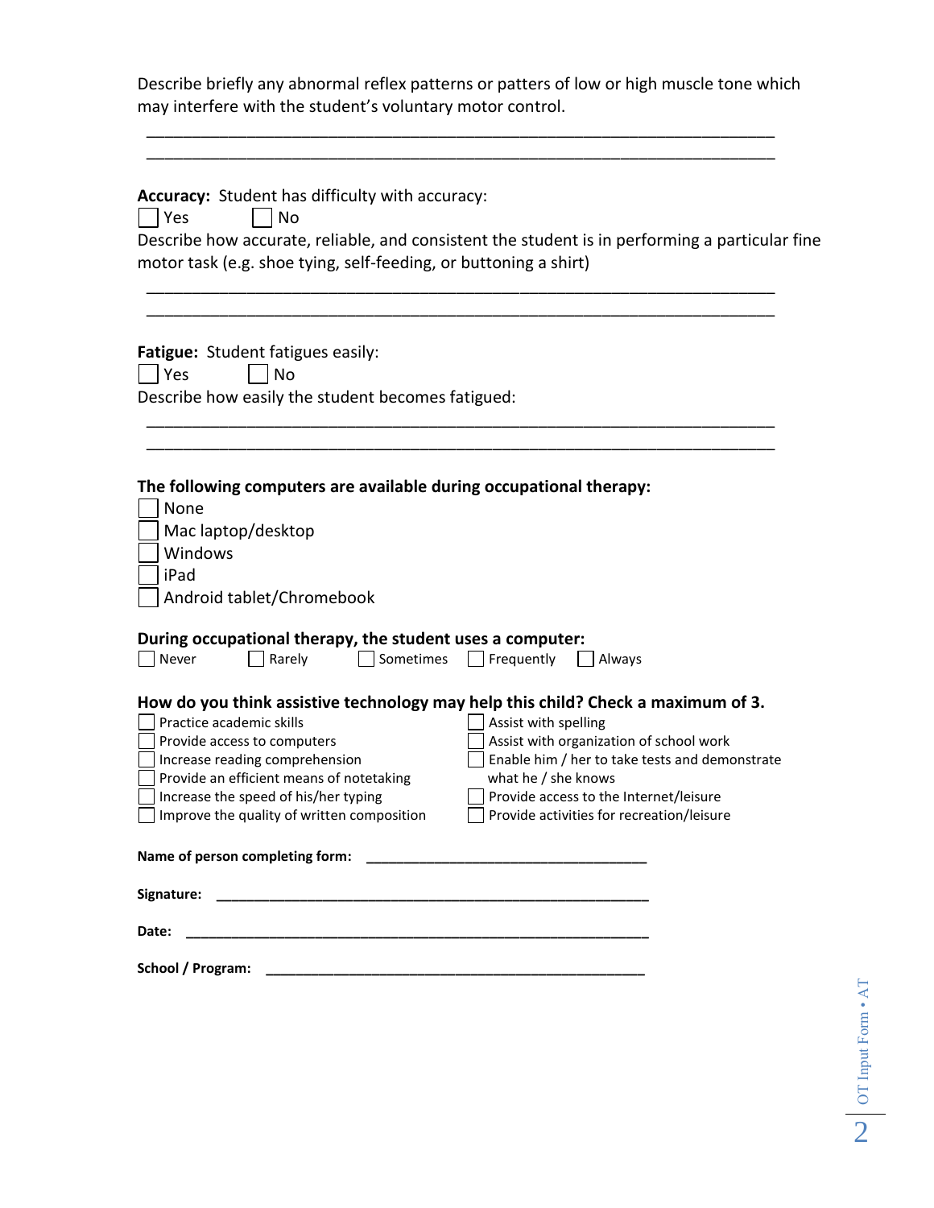Describe briefly any abnormal reflex patterns or patters of low or high muscle tone which may interfere with the student's voluntary motor control.

\_\_\_\_\_\_\_\_\_\_\_\_\_\_\_\_\_\_\_\_\_\_\_\_\_\_\_\_\_\_\_\_\_\_\_\_\_\_\_\_\_\_\_\_\_\_\_\_\_\_\_\_\_\_\_\_\_\_\_\_\_\_\_\_\_\_\_\_

\_\_\_\_\_\_\_\_\_\_\_\_\_\_\_\_\_\_\_\_\_\_\_\_\_\_\_\_\_\_\_\_\_\_\_\_\_\_\_\_\_\_\_\_\_\_\_\_\_\_\_\_\_\_\_\_\_\_\_\_\_\_\_\_\_\_\_\_

**Accuracy:** Student has difficulty with accuracy:

☐ Yes ☐ No

Describe how accurate, reliable, and consistent the student is in performing a particular fine motor task (e.g. shoe tying, self-feeding, or buttoning a shirt)

\_\_\_\_\_\_\_\_\_\_\_\_\_\_\_\_\_\_\_\_\_\_\_\_\_\_\_\_\_\_\_\_\_\_\_\_\_\_\_\_\_\_\_\_\_\_\_\_\_\_\_\_\_\_\_\_\_\_\_\_\_\_\_\_\_\_\_\_

\_\_\_\_\_\_\_\_\_\_\_\_\_\_\_\_\_\_\_\_\_\_\_\_\_\_\_\_\_\_\_\_\_\_\_\_\_\_\_\_\_\_\_\_\_\_\_\_\_\_\_\_\_\_\_\_\_\_\_\_\_\_\_\_\_\_\_\_

**Fatigue:** Student fatigues easily:

☐ Yes ☐ No

Describe how easily the student becomes fatigued:

\_\_\_\_\_\_\_\_\_\_\_\_\_\_\_\_\_\_\_\_\_\_\_\_\_\_\_\_\_\_\_\_\_\_\_\_\_\_\_\_\_\_\_\_\_\_\_\_\_\_\_\_\_\_\_\_\_\_\_\_\_\_\_\_\_\_\_\_

\_\_\_\_\_\_\_\_\_\_\_\_\_\_\_\_\_\_\_\_\_\_\_\_\_\_\_\_\_\_\_\_\_\_\_\_\_\_\_\_\_\_\_\_\_\_\_\_\_\_\_\_\_\_\_\_\_\_\_\_\_\_\_\_\_\_\_\_

**The following computers are available during occupational therapy:**

☐ None
☐ Mac laptop/desktop
☐ Windows
☐ iPad
☐ Android tablet/Chromebook

**During occupational therapy, the student uses a computer:**

☐ Never ☐ Rarely ☐ Sometimes ☐ Frequently ☐ Always

**How do you think assistive technology may help this child? Check a maximum of 3.**

☐ Practice academic skills
☐ Provide access to computers
☐ Increase reading comprehension
☐ Provide an efficient means of notetaking
☐ Increase the speed of his/her typing
☐ Improve the quality of written composition
☐ Assist with spelling
☐ Assist with organization of school work
☐ Enable him / her to take tests and demonstrate what he / she knows
☐ Provide access to the Internet/leisure
☐ Provide activities for recreation/leisure

**Name of person completing form:** \_\_\_\_\_\_\_\_\_\_\_\_\_\_\_\_\_\_\_\_\_\_\_\_\_\_\_\_\_\_\_\_\_\_\_\_

**Signature:** \_\_\_\_\_\_\_\_\_\_\_\_\_\_\_\_\_\_\_\_\_\_\_\_\_\_\_\_\_\_\_\_\_\_\_\_\_\_\_\_\_\_\_\_\_\_\_\_\_\_\_\_\_\_\_\_

**Date:** \_\_\_\_\_\_\_\_\_\_\_\_\_\_\_\_\_\_\_\_\_\_\_\_\_\_\_\_\_\_\_\_\_\_\_\_\_\_\_\_\_\_\_\_\_\_\_\_\_\_\_\_\_\_\_\_\_\_\_\_

**School / Program:** \_\_\_\_\_\_\_\_\_\_\_\_\_\_\_\_\_\_\_\_\_\_\_\_\_\_\_\_\_\_\_\_\_\_\_\_\_\_\_\_\_\_\_\_\_\_\_\_\_\_